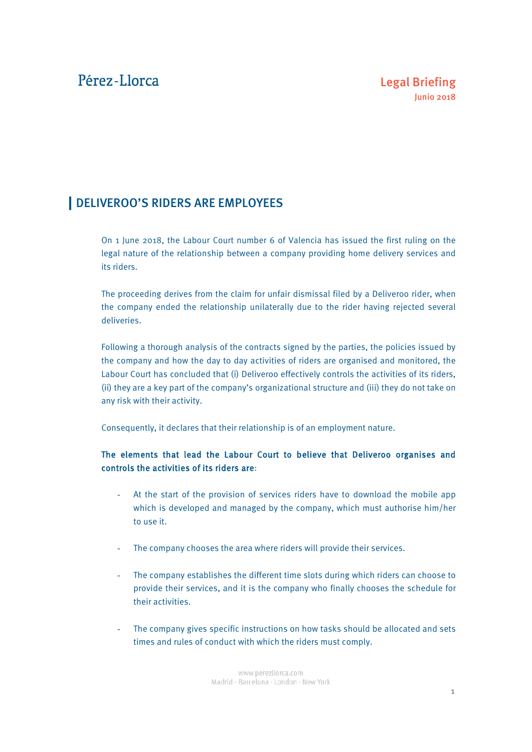Pérez-Llorca

**Legal Briefing**
**Junio 2018**

# DELIVEROO'S RIDERS ARE EMPLOYEES

On 1 June 2018, the Labour Court number 6 of Valencia has issued the first ruling on the legal nature of the relationship between a company providing home delivery services and its riders.

The proceeding derives from the claim for unfair dismissal filed by a Deliveroo rider, when the company ended the relationship unilaterally due to the rider having rejected several deliveries.

Following a thorough analysis of the contracts signed by the parties, the policies issued by the company and how the day to day activities of riders are organised and monitored, the Labour Court has concluded that (i) Deliveroo effectively controls the activities of its riders, (ii) they are a key part of the company's organizational structure and (iii) they do not take on any risk with their activity.

Consequently, it declares that their relationship is of an employment nature.

**The elements that lead the Labour Court to believe that Deliveroo organises and controls the activities of its riders are**:

- At the start of the provision of services riders have to download the mobile app which is developed and managed by the company, which must authorise him/her to use it.
- The company chooses the area where riders will provide their services.
- The company establishes the different time slots during which riders can choose to provide their services, and it is the company who finally chooses the schedule for their activities.
- The company gives specific instructions on how tasks should be allocated and sets times and rules of conduct with which the riders must comply.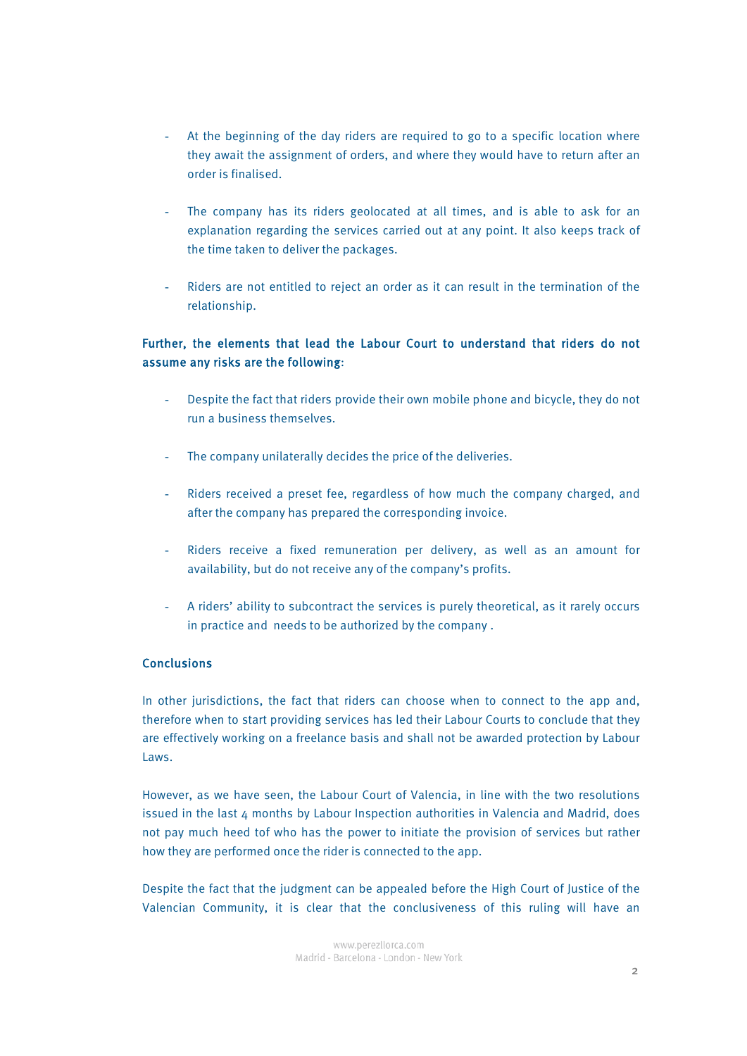- At the beginning of the day riders are required to go to a specific location where they await the assignment of orders, and where they would have to return after an order is finalised.

- The company has its riders geolocated at all times, and is able to ask for an explanation regarding the services carried out at any point. It also keeps track of the time taken to deliver the packages.

- Riders are not entitled to reject an order as it can result in the termination of the relationship.

**Further, the elements that lead the Labour Court to understand that riders do not assume any risks are the following**:

- Despite the fact that riders provide their own mobile phone and bicycle, they do not run a business themselves.

- The company unilaterally decides the price of the deliveries.

- Riders received a preset fee, regardless of how much the company charged, and after the company has prepared the corresponding invoice.

- Riders receive a fixed remuneration per delivery, as well as an amount for availability, but do not receive any of the company's profits.

- A riders' ability to subcontract the services is purely theoretical, as it rarely occurs in practice and needs to be authorized by the company .

### Conclusions

In other jurisdictions, the fact that riders can choose when to connect to the app and, therefore when to start providing services has led their Labour Courts to conclude that they are effectively working on a freelance basis and shall not be awarded protection by Labour Laws.

However, as we have seen, the Labour Court of Valencia, in line with the two resolutions issued in the last 4 months by Labour Inspection authorities in Valencia and Madrid, does not pay much heed tof who has the power to initiate the provision of services but rather how they are performed once the rider is connected to the app.

Despite the fact that the judgment can be appealed before the High Court of Justice of the Valencian Community, it is clear that the conclusiveness of this ruling will have an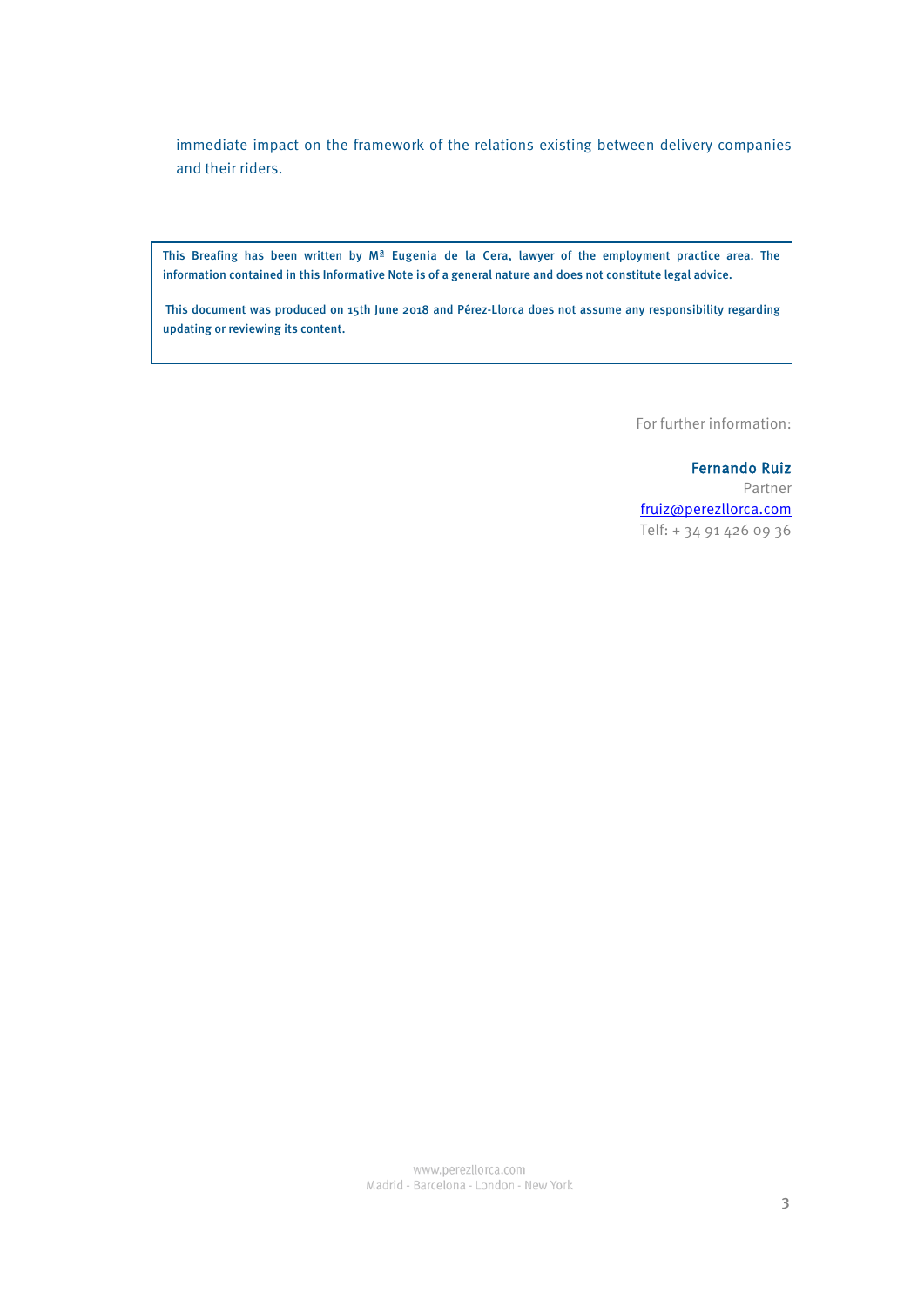immediate impact on the framework of the relations existing between delivery companies and their riders.

> This Breafing has been written by Mª Eugenia de la Cera, lawyer of the employment practice area. The information contained in this Informative Note is of a general nature and does not constitute legal advice.
>
> This document was produced on 15th June 2018 and Pérez-Llorca does not assume any responsibility regarding updating or reviewing its content.

For further information:

**Fernando Ruiz**
Partner
fruiz@perezllorca.com
Telf: + 34 91 426 09 36

www.perezllorca.com
Madrid - Barcelona - London - New York